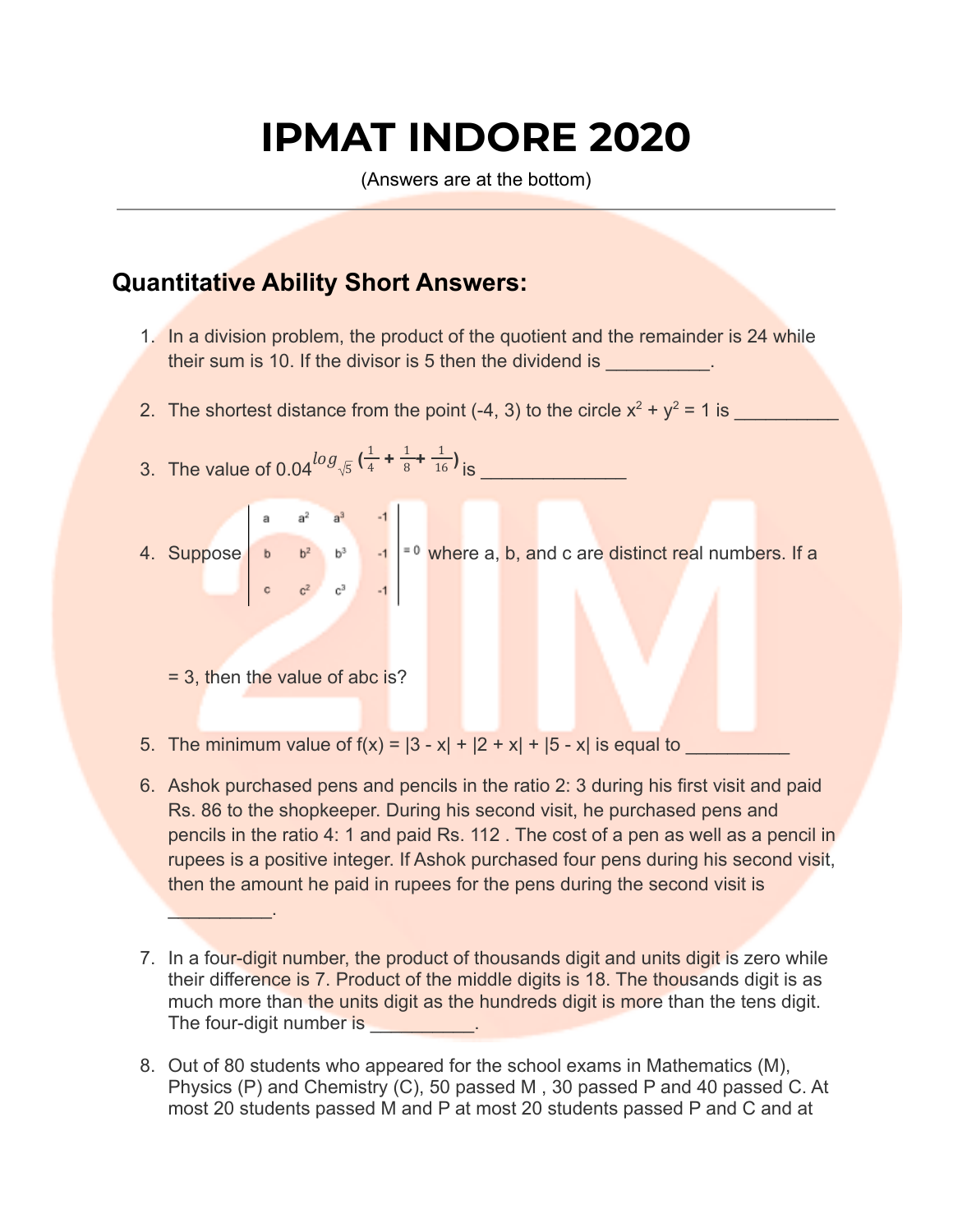# IPMAT INDORE 2020

(Answers are at the bottom)

---

## Quantitative Ability Short Answers:

1. In a division problem, the product of the quotient and the remainder is 24 while their sum is 10. If the divisor is 5 then the dividend is __________.

2. The shortest distance from the point (-4, 3) to the circle $x^2 + y^2 = 1$ is __________

3. The value of $0.04^{\log_{\sqrt{5}}\left(\frac{1}{4}+\frac{1}{8}+\frac{1}{16}\right)}$ is ______________

4. Suppose $\begin{vmatrix} a & a^2 & a^3 & -1 \\ b & b^2 & b^3 & -1 \\ c & c^2 & c^3 & -1 \end{vmatrix} = 0$ where a, b, and c are distinct real numbers. If a = 3, then the value of abc is?

5. The minimum value of $f(x) = |3 - x| + |2 + x| + |5 - x|$ is equal to __________

6. Ashok purchased pens and pencils in the ratio 2: 3 during his first visit and paid Rs. 86 to the shopkeeper. During his second visit, he purchased pens and pencils in the ratio 4: 1 and paid Rs. 112 . The cost of a pen as well as a pencil in rupees is a positive integer. If Ashok purchased four pens during his second visit, then the amount he paid in rupees for the pens during the second visit is __________.

7. In a four-digit number, the product of thousands digit and units digit is zero while their difference is 7. Product of the middle digits is 18. The thousands digit is as much more than the units digit as the hundreds digit is more than the tens digit. The four-digit number is __________.

8. Out of 80 students who appeared for the school exams in Mathematics (M), Physics (P) and Chemistry (C), 50 passed M , 30 passed P and 40 passed C. At most 20 students passed M and P at most 20 students passed P and C and at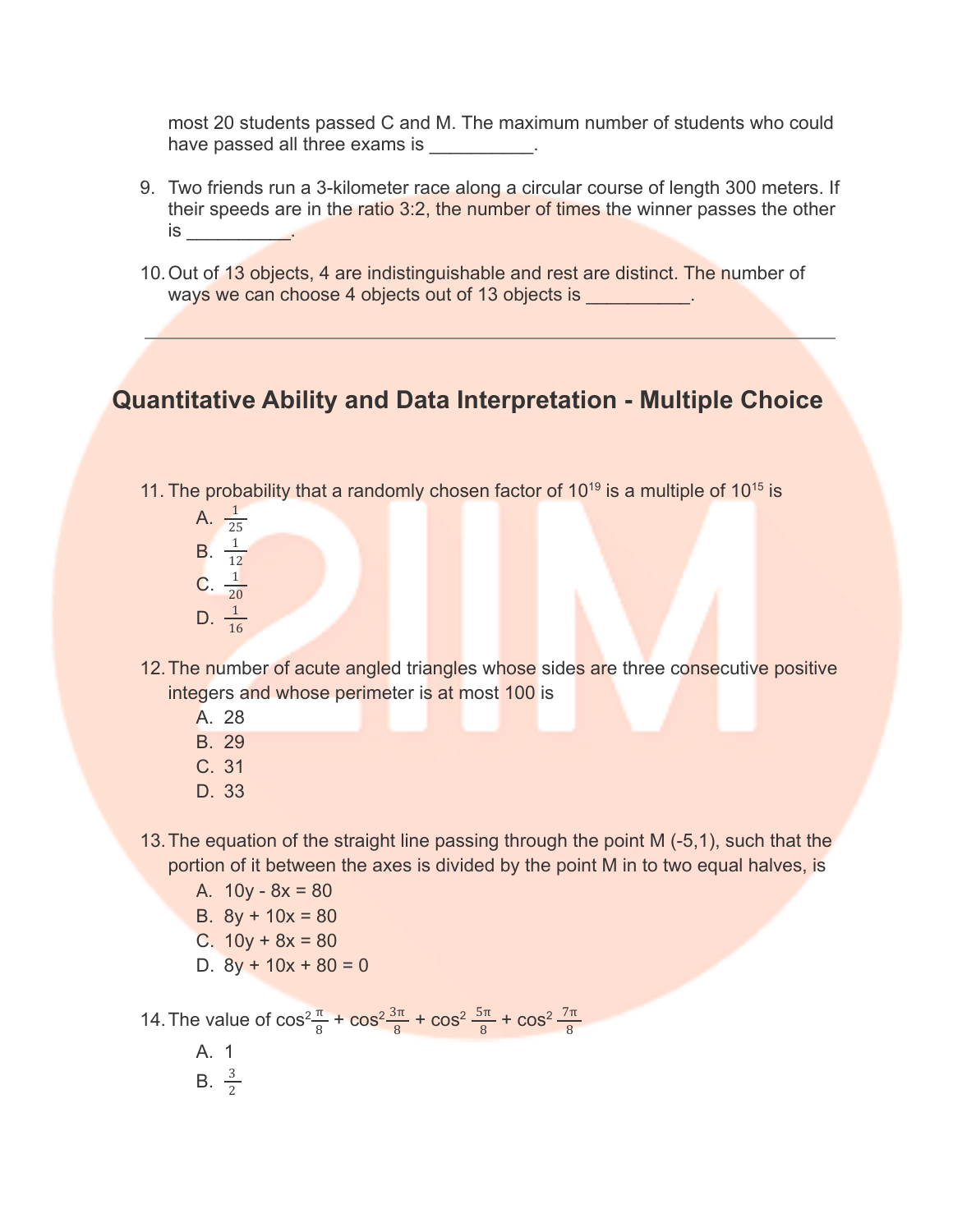most 20 students passed C and M. The maximum number of students who could have passed all three exams is __________.

9. Two friends run a 3-kilometer race along a circular course of length 300 meters. If their speeds are in the ratio 3:2, the number of times the winner passes the other is __________.

10. Out of 13 objects, 4 are indistinguishable and rest are distinct. The number of ways we can choose 4 objects out of 13 objects is __________.

---

## Quantitative Ability and Data Interpretation - Multiple Choice

11. The probability that a randomly chosen factor of $10^{19}$ is a multiple of $10^{15}$ is
    A. $\frac{1}{25}$
    B. $\frac{1}{12}$
    C. $\frac{1}{20}$
    D. $\frac{1}{16}$

12. The number of acute angled triangles whose sides are three consecutive positive integers and whose perimeter is at most 100 is
    A. 28
    B. 29
    C. 31
    D. 33

13. The equation of the straight line passing through the point M (-5,1), such that the portion of it between the axes is divided by the point M in to two equal halves, is
    A. 10y - 8x = 80
    B. 8y + 10x = 80
    C. 10y + 8x = 80
    D. 8y + 10x + 80 = 0

14. The value of $\cos^2\frac{\pi}{8} + \cos^2\frac{3\pi}{8} + \cos^2\frac{5\pi}{8} + \cos^2\frac{7\pi}{8}$
    A. 1
    B. $\frac{3}{2}$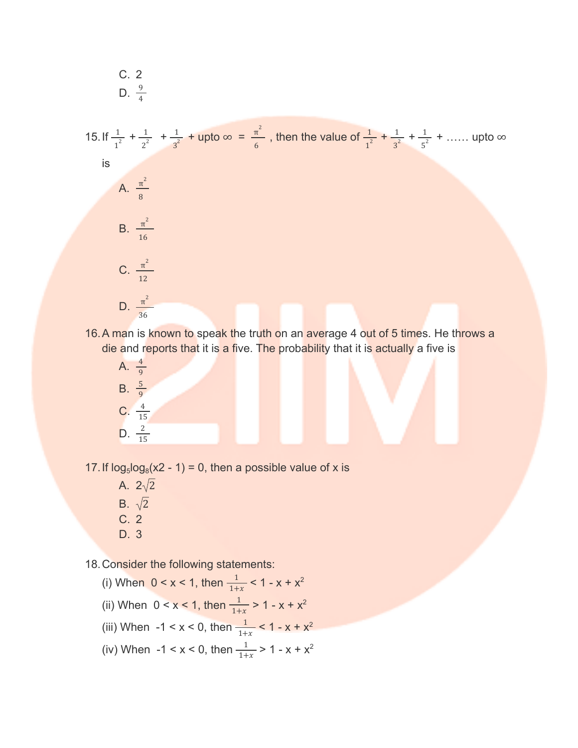C. 2

D. $\frac{9}{4}$

15. If $\frac{1}{1^2} + \frac{1}{2^2} + \frac{1}{3^2}$ + upto ∞ = $\frac{\pi^2}{6}$ , then the value of $\frac{1}{1^2} + \frac{1}{3^2} + \frac{1}{5^2}$ + …… upto ∞ is

A. $\frac{\pi^2}{8}$

B. $\frac{\pi^2}{16}$

C. $\frac{\pi^2}{12}$

D. $\frac{\pi^2}{36}$

16. A man is known to speak the truth on an average 4 out of 5 times. He throws a die and reports that it is a five. The probability that it is actually a five is

A. $\frac{4}{9}$

B. $\frac{5}{9}$

C. $\frac{4}{15}$

D. $\frac{2}{15}$

17. If $\log_5 \log_8(x2 - 1) = 0$, then a possible value of x is

A. $2\sqrt{2}$

B. $\sqrt{2}$

C. 2

D. 3

18. Consider the following statements:

(i) When $0 < x < 1$, then $\frac{1}{1+x} < 1 - x + x^2$

(ii) When $0 < x < 1$, then $\frac{1}{1+x} > 1 - x + x^2$

(iii) When $-1 < x < 0$, then $\frac{1}{1+x} < 1 - x + x^2$

(iv) When $-1 < x < 0$, then $\frac{1}{1+x} > 1 - x + x^2$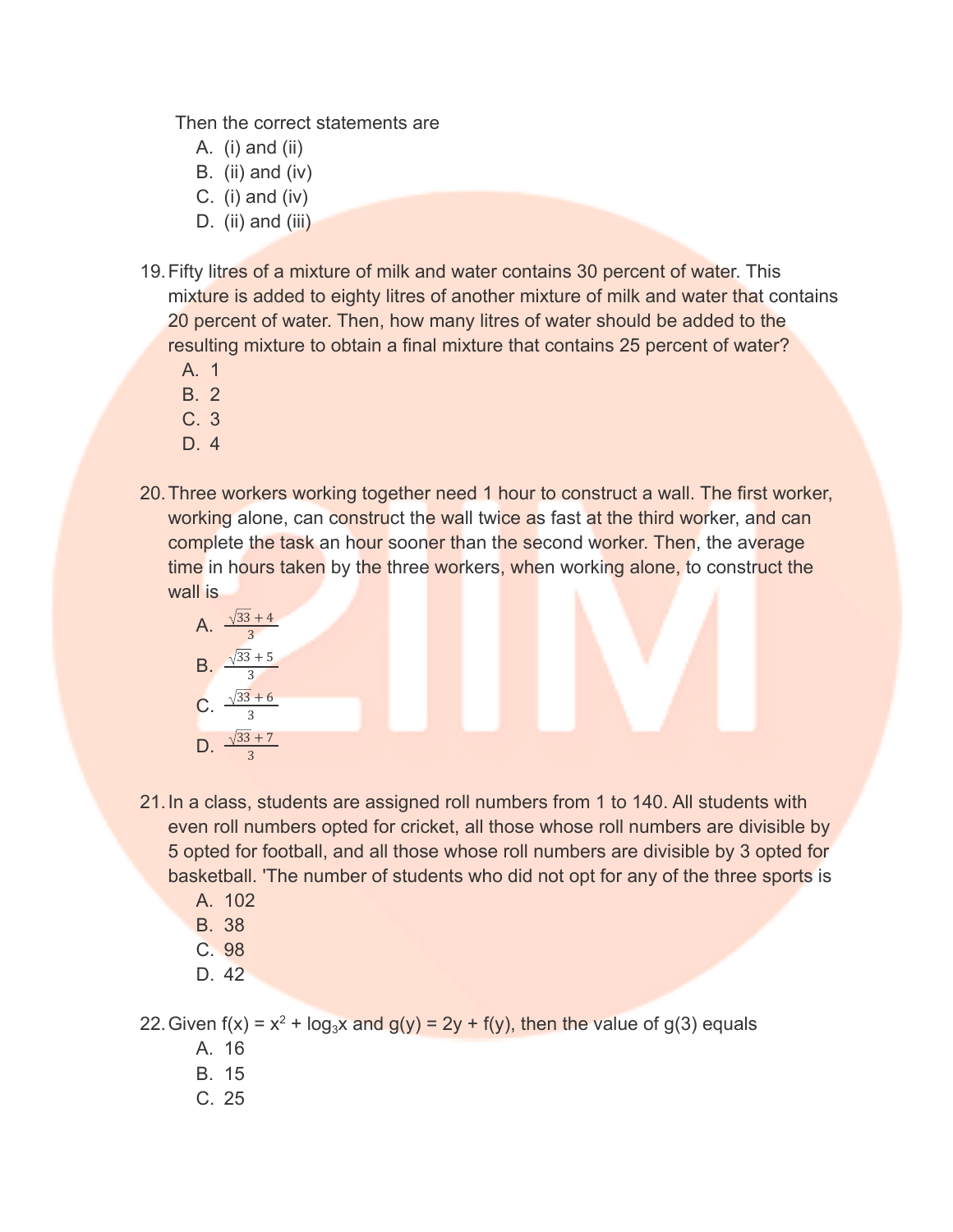Then the correct statements are

A. (i) and (ii)
B. (ii) and (iv)
C. (i) and (iv)
D. (ii) and (iii)

19. Fifty litres of a mixture of milk and water contains 30 percent of water. This mixture is added to eighty litres of another mixture of milk and water that contains 20 percent of water. Then, how many litres of water should be added to the resulting mixture to obtain a final mixture that contains 25 percent of water?

   A. 1
   B. 2
   C. 3
   D. 4

20. Three workers working together need 1 hour to construct a wall. The first worker, working alone, can construct the wall twice as fast at the third worker, and can complete the task an hour sooner than the second worker. Then, the average time in hours taken by the three workers, when working alone, to construct the wall is

   A. $\frac{\sqrt{33}+4}{3}$
   B. $\frac{\sqrt{33}+5}{3}$
   C. $\frac{\sqrt{33}+6}{3}$
   D. $\frac{\sqrt{33}+7}{3}$

21. In a class, students are assigned roll numbers from 1 to 140. All students with even roll numbers opted for cricket, all those whose roll numbers are divisible by 5 opted for football, and all those whose roll numbers are divisible by 3 opted for basketball. 'The number of students who did not opt for any of the three sports is

   A. 102
   B. 38
   C. 98
   D. 42

22. Given $f(x) = x^2 + \log_3 x$ and $g(y) = 2y + f(y)$, then the value of $g(3)$ equals

   A. 16
   B. 15
   C. 25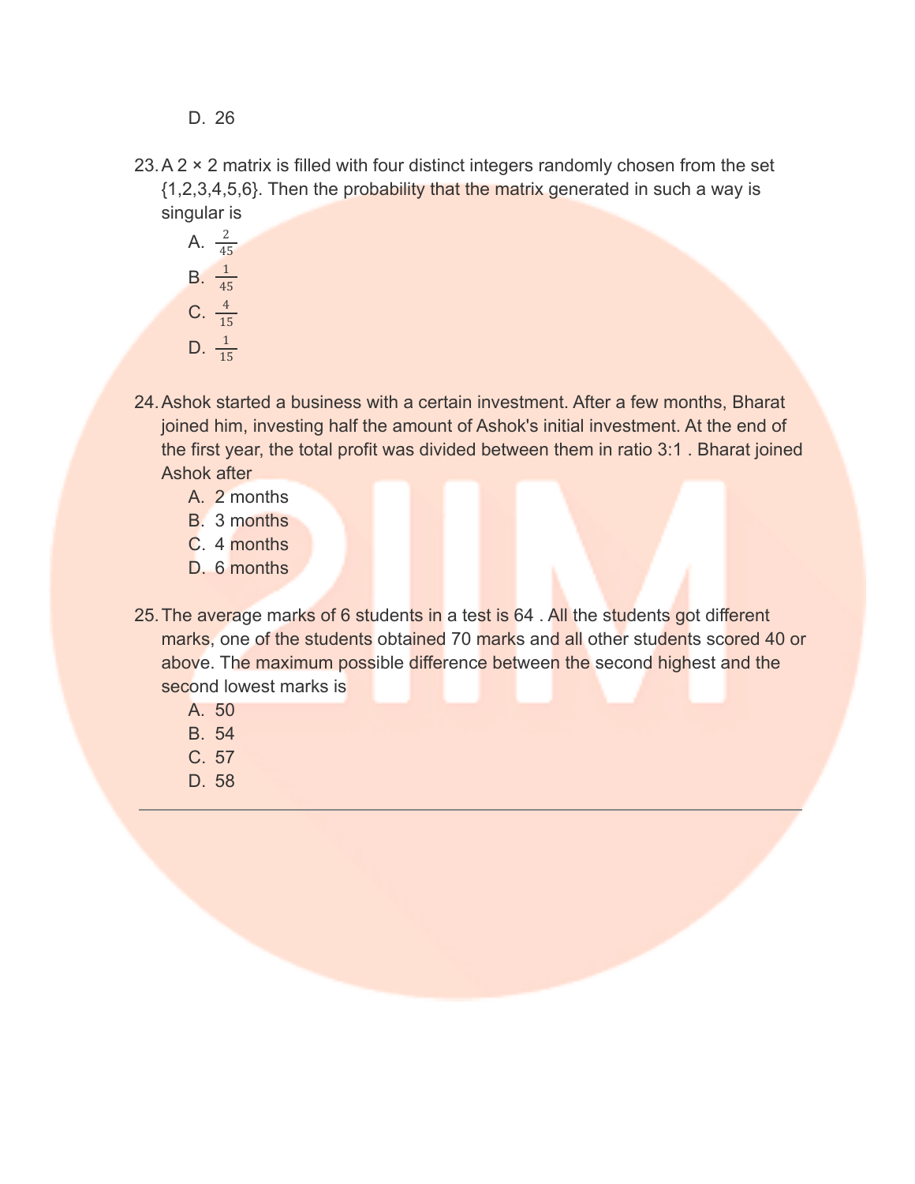D. 26

23. A 2 × 2 matrix is filled with four distinct integers randomly chosen from the set {1,2,3,4,5,6}. Then the probability that the matrix generated in such a way is singular is
   A. $\frac{2}{45}$
   B. $\frac{1}{45}$
   C. $\frac{4}{15}$
   D. $\frac{1}{15}$

24. Ashok started a business with a certain investment. After a few months, Bharat joined him, investing half the amount of Ashok's initial investment. At the end of the first year, the total profit was divided between them in ratio 3:1 . Bharat joined Ashok after
   A. 2 months
   B. 3 months
   C. 4 months
   D. 6 months

25. The average marks of 6 students in a test is 64 . All the students got different marks, one of the students obtained 70 marks and all other students scored 40 or above. The maximum possible difference between the second highest and the second lowest marks is
   A. 50
   B. 54
   C. 57
   D. 58

---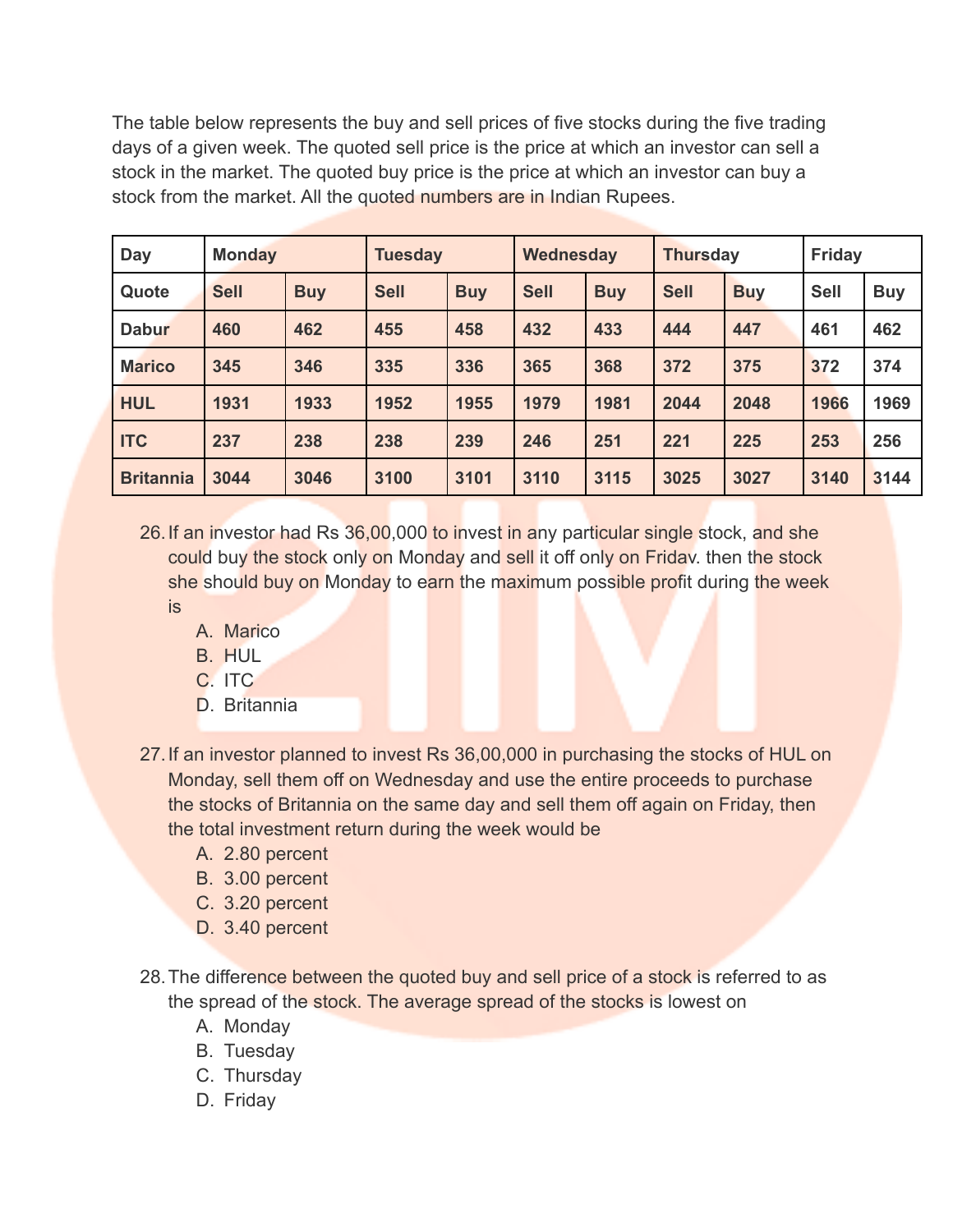The table below represents the buy and sell prices of five stocks during the five trading days of a given week. The quoted sell price is the price at which an investor can sell a stock in the market. The quoted buy price is the price at which an investor can buy a stock from the market. All the quoted numbers are in Indian Rupees.

| **Day** | **Monday** | | **Tuesday** | | **Wednesday** | | **Thursday** | | **Friday** | |
|---|---|---|---|---|---|---|---|---|---|---|
| **Quote** | **Sell** | **Buy** | **Sell** | **Buy** | **Sell** | **Buy** | **Sell** | **Buy** | **Sell** | **Buy** |
| **Dabur** | **460** | **462** | **455** | **458** | **432** | **433** | **444** | **447** | **461** | **462** |
| **Marico** | **345** | **346** | **335** | **336** | **365** | **368** | **372** | **375** | **372** | **374** |
| **HUL** | **1931** | **1933** | **1952** | **1955** | **1979** | **1981** | **2044** | **2048** | **1966** | **1969** |
| **ITC** | **237** | **238** | **238** | **239** | **246** | **251** | **221** | **225** | **253** | **256** |
| **Britannia** | **3044** | **3046** | **3100** | **3101** | **3110** | **3115** | **3025** | **3027** | **3140** | **3144** |

26. If an investor had Rs 36,00,000 to invest in any particular single stock, and she could buy the stock only on Monday and sell it off only on Fridav. then the stock she should buy on Monday to earn the maximum possible profit during the week is
    A. Marico
    B. HUL
    C. ITC
    D. Britannia

27. If an investor planned to invest Rs 36,00,000 in purchasing the stocks of HUL on Monday, sell them off on Wednesday and use the entire proceeds to purchase the stocks of Britannia on the same day and sell them off again on Friday, then the total investment return during the week would be
    A. 2.80 percent
    B. 3.00 percent
    C. 3.20 percent
    D. 3.40 percent

28. The difference between the quoted buy and sell price of a stock is referred to as the spread of the stock. The average spread of the stocks is lowest on
    A. Monday
    B. Tuesday
    C. Thursday
    D. Friday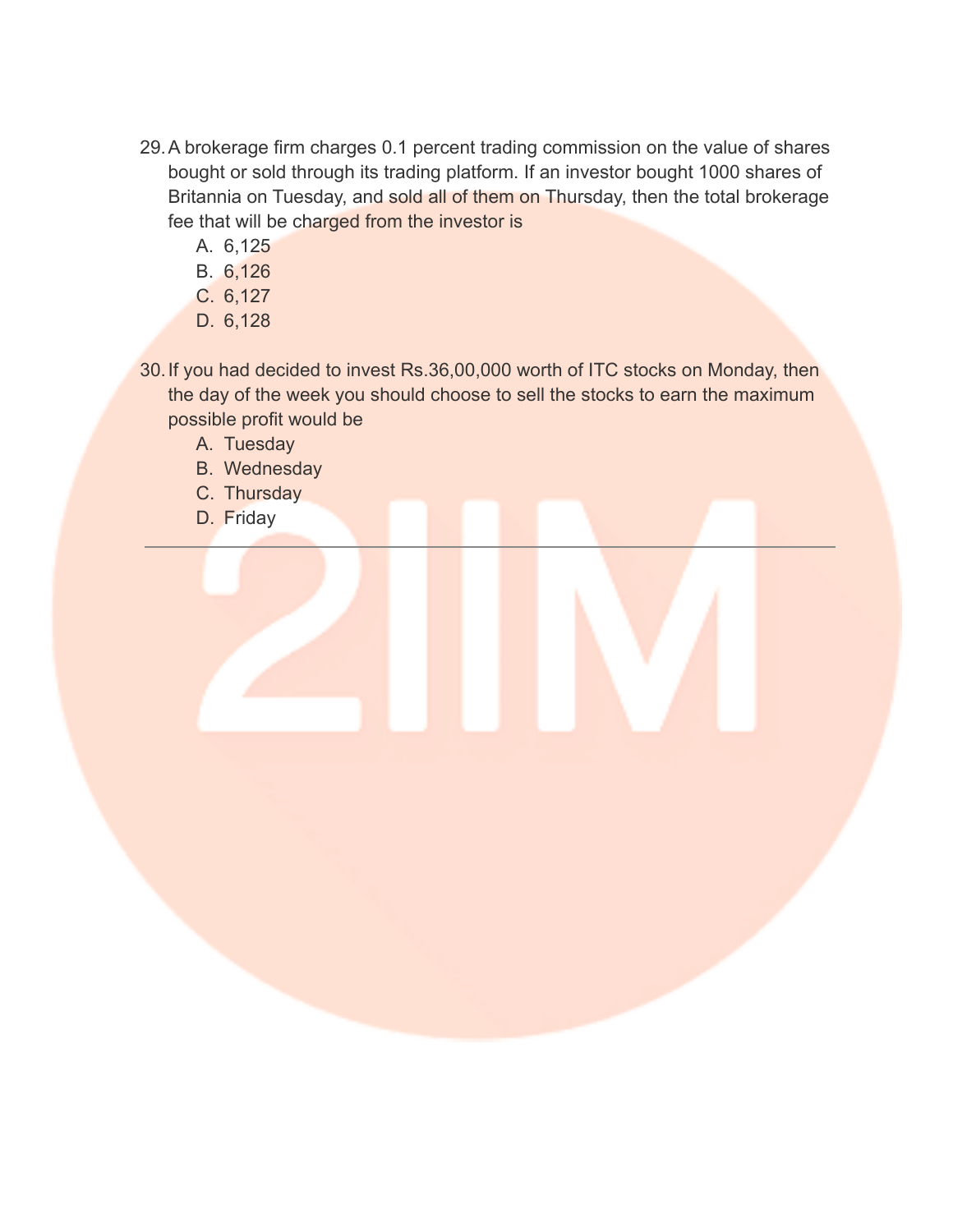29. A brokerage firm charges 0.1 percent trading commission on the value of shares bought or sold through its trading platform. If an investor bought 1000 shares of Britannia on Tuesday, and sold all of them on Thursday, then the total brokerage fee that will be charged from the investor is
    A. 6,125
    B. 6,126
    C. 6,127
    D. 6,128

30. If you had decided to invest Rs.36,00,000 worth of ITC stocks on Monday, then the day of the week you should choose to sell the stocks to earn the maximum possible profit would be
    A. Tuesday
    B. Wednesday
    C. Thursday
    D. Friday

---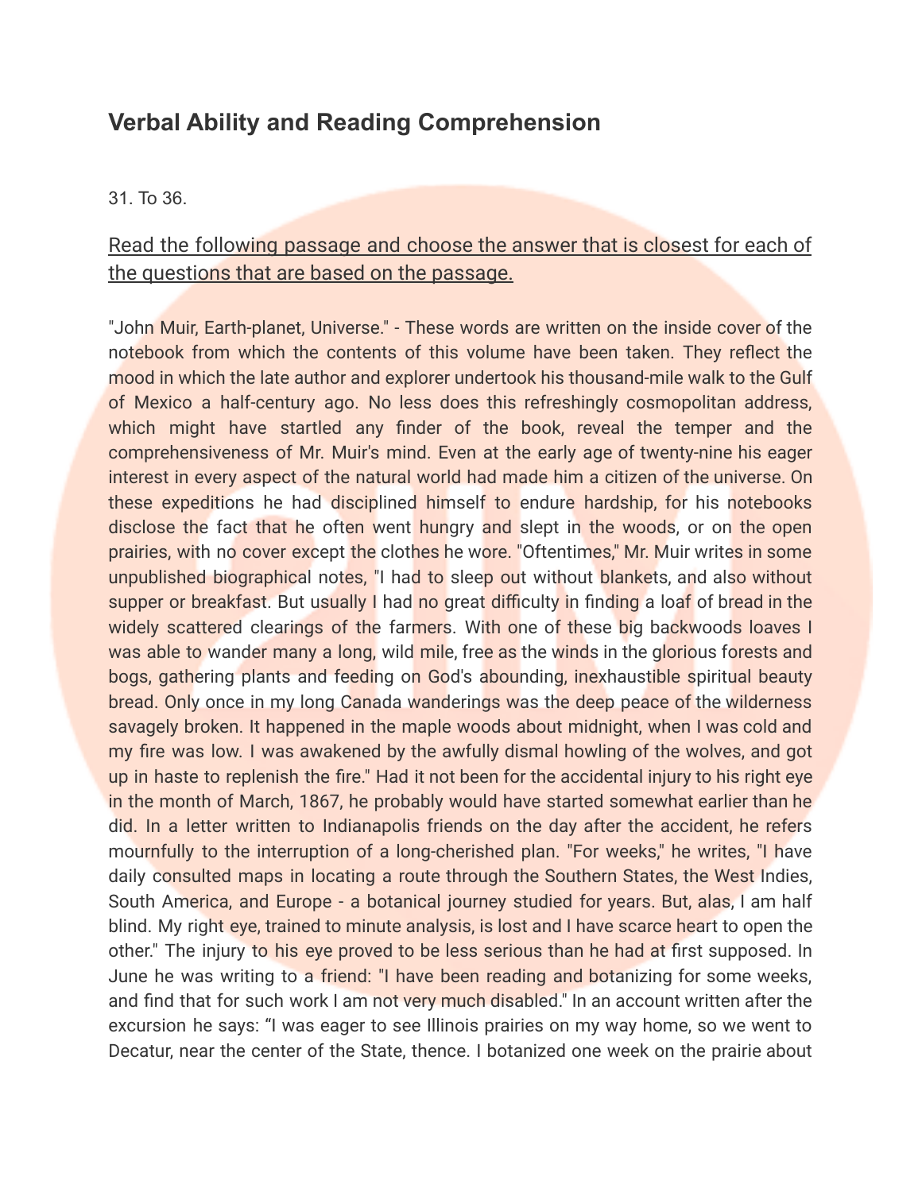## Verbal Ability and Reading Comprehension

31. To 36.

Read the following passage and choose the answer that is closest for each of the questions that are based on the passage.

"John Muir, Earth-planet, Universe." - These words are written on the inside cover of the notebook from which the contents of this volume have been taken. They reflect the mood in which the late author and explorer undertook his thousand-mile walk to the Gulf of Mexico a half-century ago. No less does this refreshingly cosmopolitan address, which might have startled any finder of the book, reveal the temper and the comprehensiveness of Mr. Muir's mind. Even at the early age of twenty-nine his eager interest in every aspect of the natural world had made him a citizen of the universe. On these expeditions he had disciplined himself to endure hardship, for his notebooks disclose the fact that he often went hungry and slept in the woods, or on the open prairies, with no cover except the clothes he wore. "Oftentimes," Mr. Muir writes in some unpublished biographical notes, "I had to sleep out without blankets, and also without supper or breakfast. But usually I had no great difficulty in finding a loaf of bread in the widely scattered clearings of the farmers. With one of these big backwoods loaves I was able to wander many a long, wild mile, free as the winds in the glorious forests and bogs, gathering plants and feeding on God's abounding, inexhaustible spiritual beauty bread. Only once in my long Canada wanderings was the deep peace of the wilderness savagely broken. It happened in the maple woods about midnight, when I was cold and my fire was low. I was awakened by the awfully dismal howling of the wolves, and got up in haste to replenish the fire." Had it not been for the accidental injury to his right eye in the month of March, 1867, he probably would have started somewhat earlier than he did. In a letter written to Indianapolis friends on the day after the accident, he refers mournfully to the interruption of a long-cherished plan. "For weeks," he writes, "I have daily consulted maps in locating a route through the Southern States, the West Indies, South America, and Europe - a botanical journey studied for years. But, alas, I am half blind. My right eye, trained to minute analysis, is lost and I have scarce heart to open the other." The injury to his eye proved to be less serious than he had at first supposed. In June he was writing to a friend: "I have been reading and botanizing for some weeks, and find that for such work I am not very much disabled." In an account written after the excursion he says: "I was eager to see Illinois prairies on my way home, so we went to Decatur, near the center of the State, thence. I botanized one week on the prairie about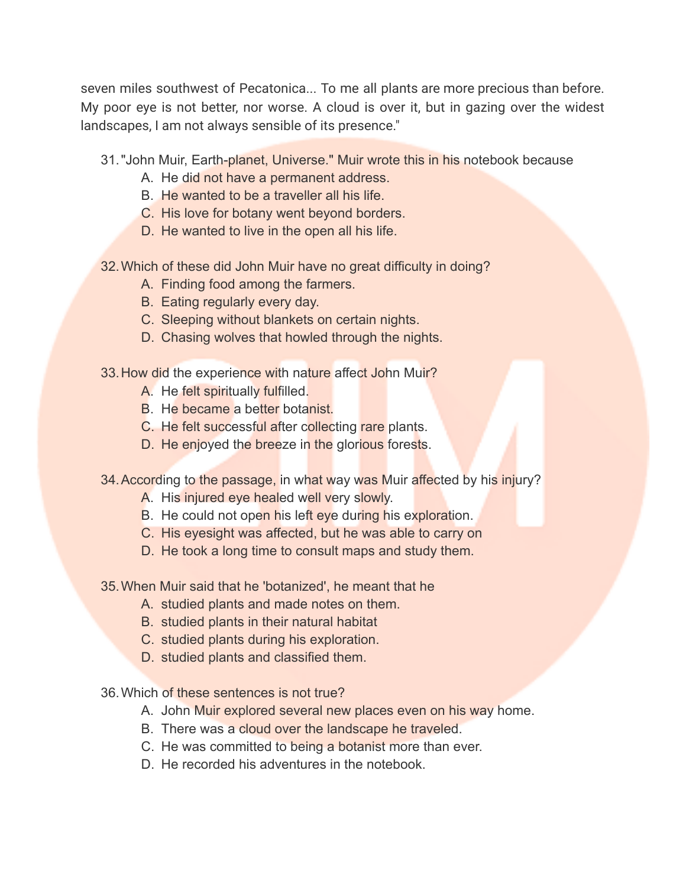seven miles southwest of Pecatonica... To me all plants are more precious than before. My poor eye is not better, nor worse. A cloud is over it, but in gazing over the widest landscapes, I am not always sensible of its presence."

31. "John Muir, Earth-planet, Universe." Muir wrote this in his notebook because
    A. He did not have a permanent address.
    B. He wanted to be a traveller all his life.
    C. His love for botany went beyond borders.
    D. He wanted to live in the open all his life.

32. Which of these did John Muir have no great difficulty in doing?
    A. Finding food among the farmers.
    B. Eating regularly every day.
    C. Sleeping without blankets on certain nights.
    D. Chasing wolves that howled through the nights.

33. How did the experience with nature affect John Muir?
    A. He felt spiritually fulfilled.
    B. He became a better botanist.
    C. He felt successful after collecting rare plants.
    D. He enjoyed the breeze in the glorious forests.

34. According to the passage, in what way was Muir affected by his injury?
    A. His injured eye healed well very slowly.
    B. He could not open his left eye during his exploration.
    C. His eyesight was affected, but he was able to carry on
    D. He took a long time to consult maps and study them.

35. When Muir said that he 'botanized', he meant that he
    A. studied plants and made notes on them.
    B. studied plants in their natural habitat
    C. studied plants during his exploration.
    D. studied plants and classified them.

36. Which of these sentences is not true?
    A. John Muir explored several new places even on his way home.
    B. There was a cloud over the landscape he traveled.
    C. He was committed to being a botanist more than ever.
    D. He recorded his adventures in the notebook.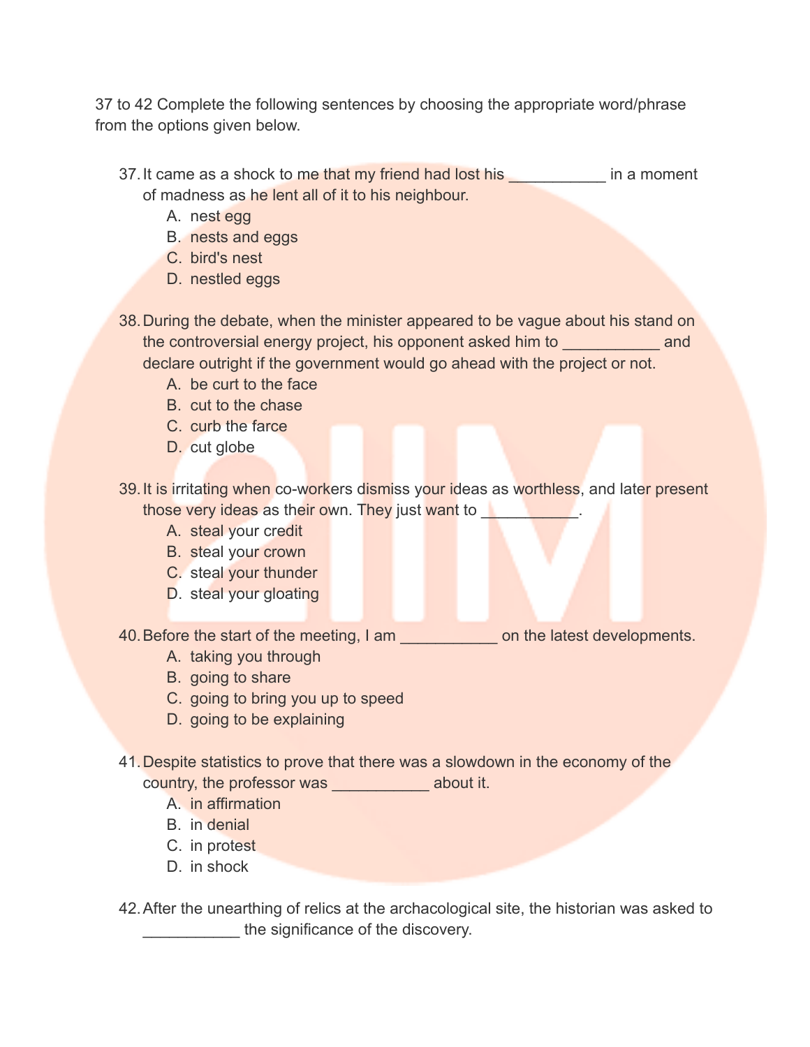37 to 42 Complete the following sentences by choosing the appropriate word/phrase from the options given below.

37. It came as a shock to me that my friend had lost his ___________ in a moment of madness as he lent all of it to his neighbour.
    A. nest egg
    B. nests and eggs
    C. bird's nest
    D. nestled eggs

38. During the debate, when the minister appeared to be vague about his stand on the controversial energy project, his opponent asked him to ___________ and declare outright if the government would go ahead with the project or not.
    A. be curt to the face
    B. cut to the chase
    C. curb the farce
    D. cut globe

39. It is irritating when co-workers dismiss your ideas as worthless, and later present those very ideas as their own. They just want to ___________.
    A. steal your credit
    B. steal your crown
    C. steal your thunder
    D. steal your gloating

40. Before the start of the meeting, I am ___________ on the latest developments.
    A. taking you through
    B. going to share
    C. going to bring you up to speed
    D. going to be explaining

41. Despite statistics to prove that there was a slowdown in the economy of the country, the professor was ___________ about it.
    A. in affirmation
    B. in denial
    C. in protest
    D. in shock

42. After the unearthing of relics at the archaeological site, the historian was asked to ___________ the significance of the discovery.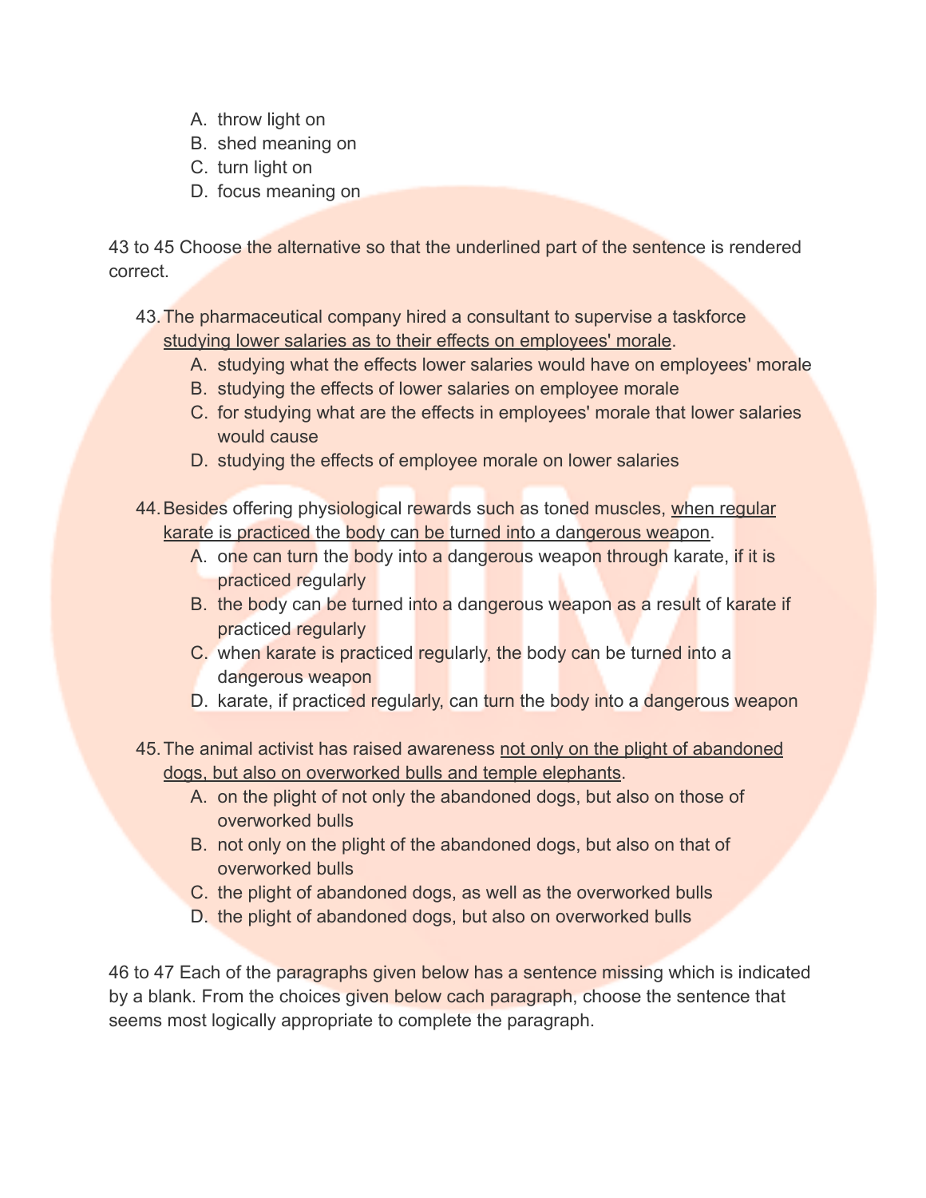A. throw light on
B. shed meaning on
C. turn light on
D. focus meaning on

43 to 45 Choose the alternative so that the underlined part of the sentence is rendered correct.

43. The pharmaceutical company hired a consultant to supervise a taskforce <u>studying lower salaries as to their effects on employees' morale</u>.
    A. studying what the effects lower salaries would have on employees' morale
    B. studying the effects of lower salaries on employee morale
    C. for studying what are the effects in employees' morale that lower salaries would cause
    D. studying the effects of employee morale on lower salaries

44. Besides offering physiological rewards such as toned muscles, <u>when regular karate is practiced the body can be turned into a dangerous weapon</u>.
    A. one can turn the body into a dangerous weapon through karate, if it is practiced regularly
    B. the body can be turned into a dangerous weapon as a result of karate if practiced regularly
    C. when karate is practiced regularly, the body can be turned into a dangerous weapon
    D. karate, if practiced regularly, can turn the body into a dangerous weapon

45. The animal activist has raised awareness <u>not only on the plight of abandoned dogs, but also on overworked bulls and temple elephants</u>.
    A. on the plight of not only the abandoned dogs, but also on those of overworked bulls
    B. not only on the plight of the abandoned dogs, but also on that of overworked bulls
    C. the plight of abandoned dogs, as well as the overworked bulls
    D. the plight of abandoned dogs, but also on overworked bulls

46 to 47 Each of the paragraphs given below has a sentence missing which is indicated by a blank. From the choices given below cach paragraph, choose the sentence that seems most logically appropriate to complete the paragraph.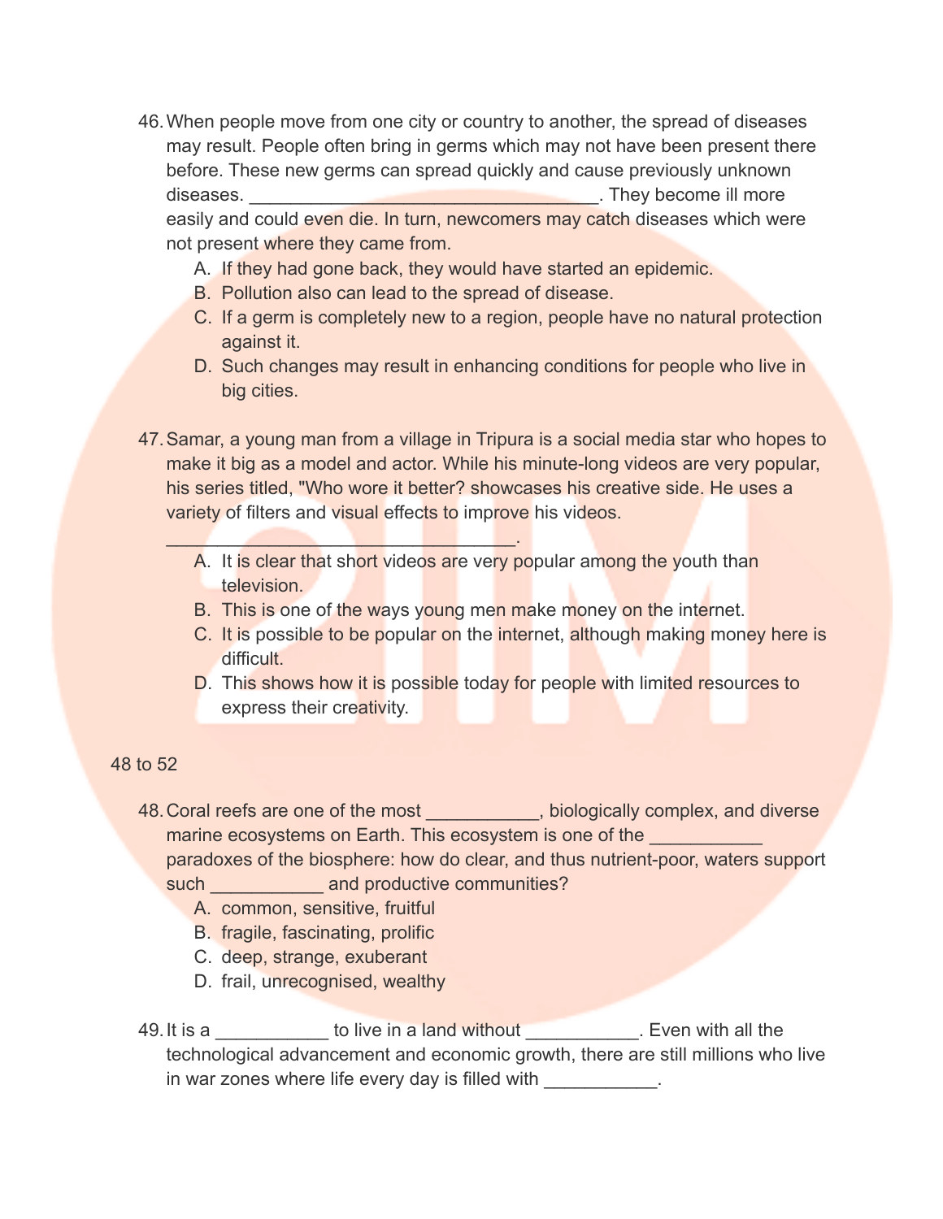46. When people move from one city or country to another, the spread of diseases may result. People often bring in germs which may not have been present there before. These new germs can spread quickly and cause previously unknown diseases. __________________________________. They become ill more easily and could even die. In turn, newcomers may catch diseases which were not present where they came from.
    A. If they had gone back, they would have started an epidemic.
    B. Pollution also can lead to the spread of disease.
    C. If a germ is completely new to a region, people have no natural protection against it.
    D. Such changes may result in enhancing conditions for people who live in big cities.

47. Samar, a young man from a village in Tripura is a social media star who hopes to make it big as a model and actor. While his minute-long videos are very popular, his series titled, "Who wore it better? showcases his creative side. He uses a variety of filters and visual effects to improve his videos. __________________________________.
    A. It is clear that short videos are very popular among the youth than television.
    B. This is one of the ways young men make money on the internet.
    C. It is possible to be popular on the internet, although making money here is difficult.
    D. This shows how it is possible today for people with limited resources to express their creativity.

48 to 52

48. Coral reefs are one of the most ___________, biologically complex, and diverse marine ecosystems on Earth. This ecosystem is one of the ___________ paradoxes of the biosphere: how do clear, and thus nutrient-poor, waters support such ___________ and productive communities?
    A. common, sensitive, fruitful
    B. fragile, fascinating, prolific
    C. deep, strange, exuberant
    D. frail, unrecognised, wealthy

49. It is a ___________ to live in a land without ___________. Even with all the technological advancement and economic growth, there are still millions who live in war zones where life every day is filled with ___________.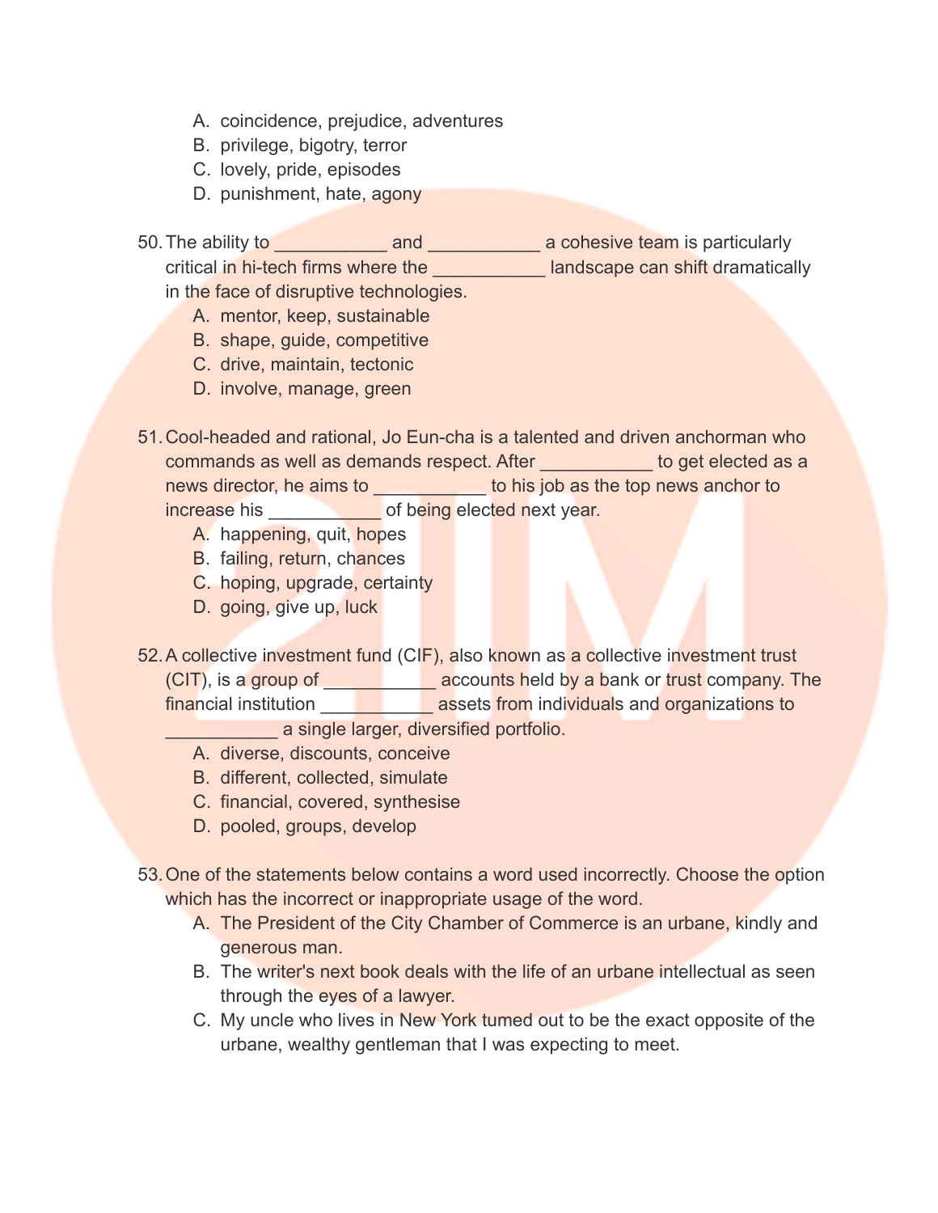A. coincidence, prejudice, adventures
B. privilege, bigotry, terror
C. lovely, pride, episodes
D. punishment, hate, agony

50. The ability to ___________ and ___________ a cohesive team is particularly critical in hi-tech firms where the ___________ landscape can shift dramatically in the face of disruptive technologies.
    A. mentor, keep, sustainable
    B. shape, guide, competitive
    C. drive, maintain, tectonic
    D. involve, manage, green

51. Cool-headed and rational, Jo Eun-cha is a talented and driven anchorman who commands as well as demands respect. After ___________ to get elected as a news director, he aims to ___________ to his job as the top news anchor to increase his ___________ of being elected next year.
    A. happening, quit, hopes
    B. failing, return, chances
    C. hoping, upgrade, certainty
    D. going, give up, luck

52. A collective investment fund (CIF), also known as a collective investment trust (CIT), is a group of ___________ accounts held by a bank or trust company. The financial institution ___________ assets from individuals and organizations to ___________ a single larger, diversified portfolio.
    A. diverse, discounts, conceive
    B. different, collected, simulate
    C. financial, covered, synthesise
    D. pooled, groups, develop

53. One of the statements below contains a word used incorrectly. Choose the option which has the incorrect or inappropriate usage of the word.
    A. The President of the City Chamber of Commerce is an urbane, kindly and generous man.
    B. The writer's next book deals with the life of an urbane intellectual as seen through the eyes of a lawyer.
    C. My uncle who lives in New York tumed out to be the exact opposite of the urbane, wealthy gentleman that I was expecting to meet.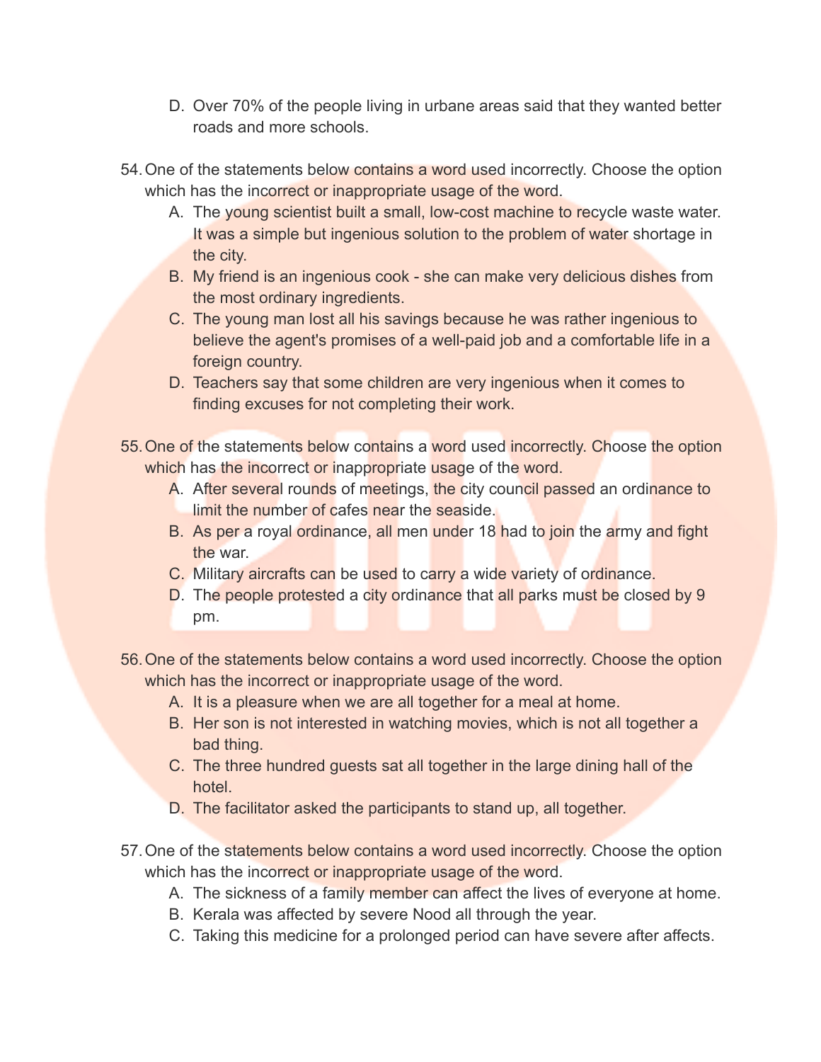D. Over 70% of the people living in urbane areas said that they wanted better roads and more schools.

54. One of the statements below contains a word used incorrectly. Choose the option which has the incorrect or inappropriate usage of the word.
    A. The young scientist built a small, low-cost machine to recycle waste water. It was a simple but ingenious solution to the problem of water shortage in the city.
    B. My friend is an ingenious cook - she can make very delicious dishes from the most ordinary ingredients.
    C. The young man lost all his savings because he was rather ingenious to believe the agent's promises of a well-paid job and a comfortable life in a foreign country.
    D. Teachers say that some children are very ingenious when it comes to finding excuses for not completing their work.

55. One of the statements below contains a word used incorrectly. Choose the option which has the incorrect or inappropriate usage of the word.
    A. After several rounds of meetings, the city council passed an ordinance to limit the number of cafes near the seaside.
    B. As per a royal ordinance, all men under 18 had to join the army and fight the war.
    C. Military aircrafts can be used to carry a wide variety of ordinance.
    D. The people protested a city ordinance that all parks must be closed by 9 pm.

56. One of the statements below contains a word used incorrectly. Choose the option which has the incorrect or inappropriate usage of the word.
    A. It is a pleasure when we are all together for a meal at home.
    B. Her son is not interested in watching movies, which is not all together a bad thing.
    C. The three hundred guests sat all together in the large dining hall of the hotel.
    D. The facilitator asked the participants to stand up, all together.

57. One of the statements below contains a word used incorrectly. Choose the option which has the incorrect or inappropriate usage of the word.
    A. The sickness of a family member can affect the lives of everyone at home.
    B. Kerala was affected by severe Nood all through the year.
    C. Taking this medicine for a prolonged period can have severe after affects.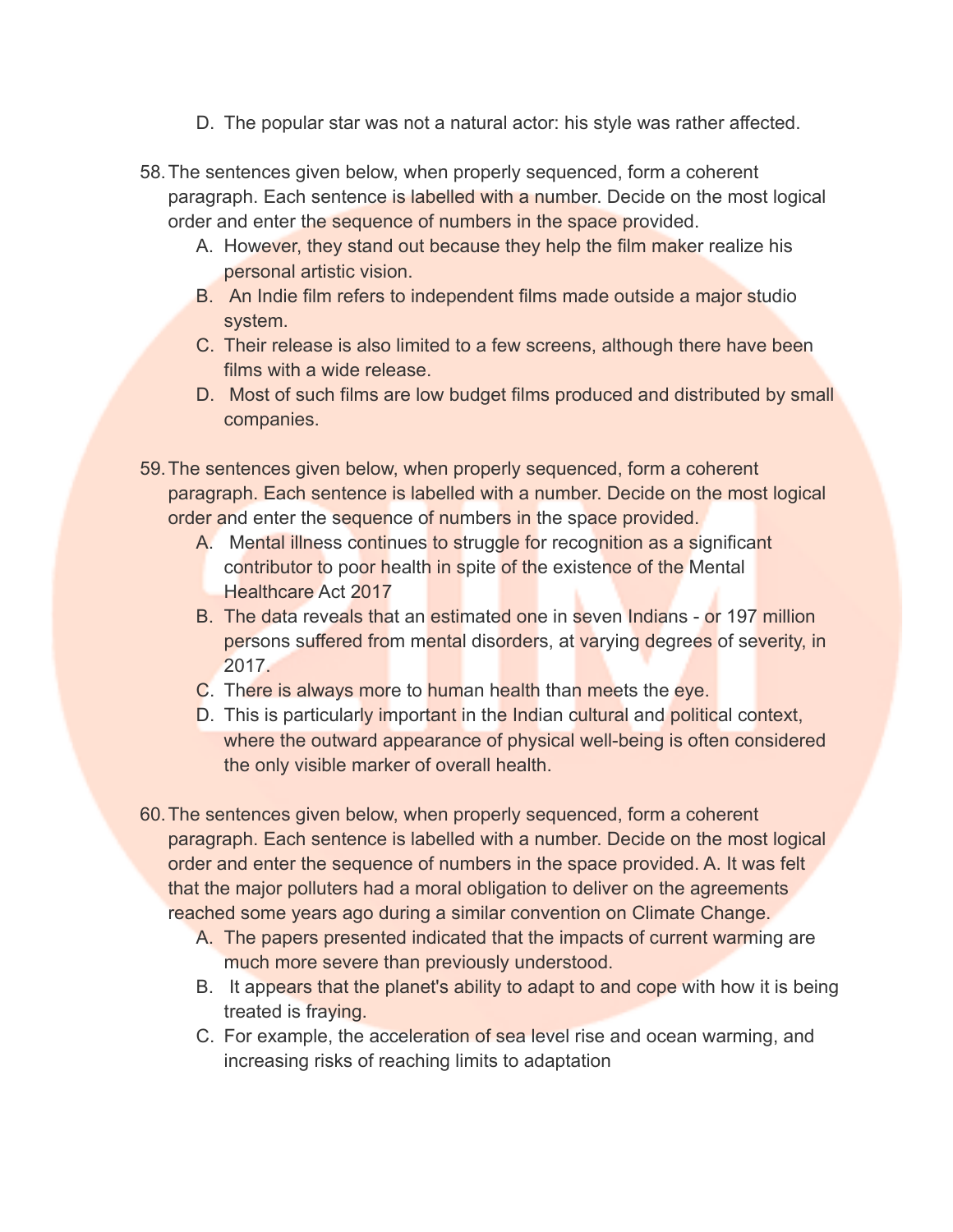D. The popular star was not a natural actor: his style was rather affected.

58. The sentences given below, when properly sequenced, form a coherent paragraph. Each sentence is labelled with a number. Decide on the most logical order and enter the sequence of numbers in the space provided.
    A. However, they stand out because they help the film maker realize his personal artistic vision.
    B. An Indie film refers to independent films made outside a major studio system.
    C. Their release is also limited to a few screens, although there have been films with a wide release.
    D. Most of such films are low budget films produced and distributed by small companies.

59. The sentences given below, when properly sequenced, form a coherent paragraph. Each sentence is labelled with a number. Decide on the most logical order and enter the sequence of numbers in the space provided.
    A. Mental illness continues to struggle for recognition as a significant contributor to poor health in spite of the existence of the Mental Healthcare Act 2017
    B. The data reveals that an estimated one in seven Indians - or 197 million persons suffered from mental disorders, at varying degrees of severity, in 2017.
    C. There is always more to human health than meets the eye.
    D. This is particularly important in the Indian cultural and political context, where the outward appearance of physical well-being is often considered the only visible marker of overall health.

60. The sentences given below, when properly sequenced, form a coherent paragraph. Each sentence is labelled with a number. Decide on the most logical order and enter the sequence of numbers in the space provided. A. It was felt that the major polluters had a moral obligation to deliver on the agreements reached some years ago during a similar convention on Climate Change.
    A. The papers presented indicated that the impacts of current warming are much more severe than previously understood.
    B. It appears that the planet's ability to adapt to and cope with how it is being treated is fraying.
    C. For example, the acceleration of sea level rise and ocean warming, and increasing risks of reaching limits to adaptation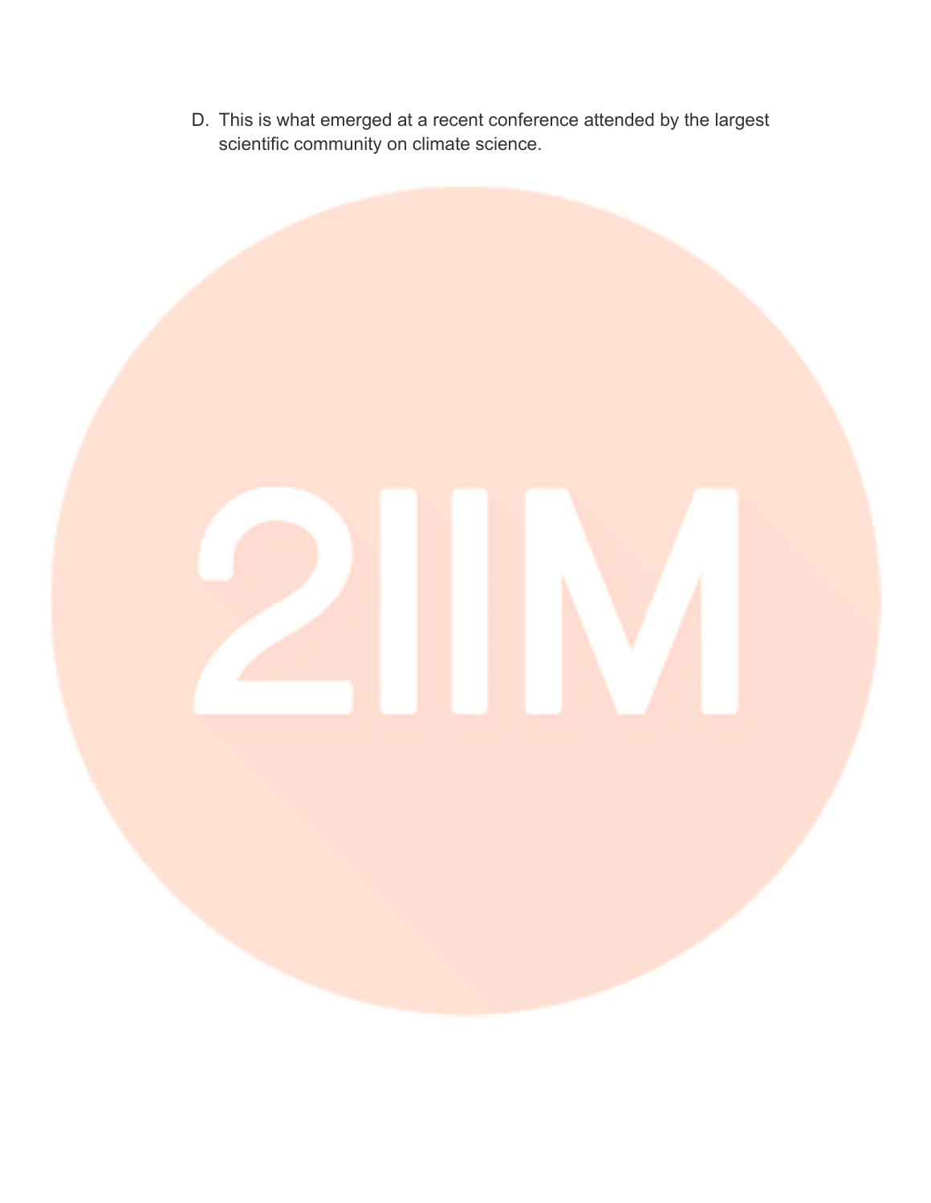D. This is what emerged at a recent conference attended by the largest scientific community on climate science.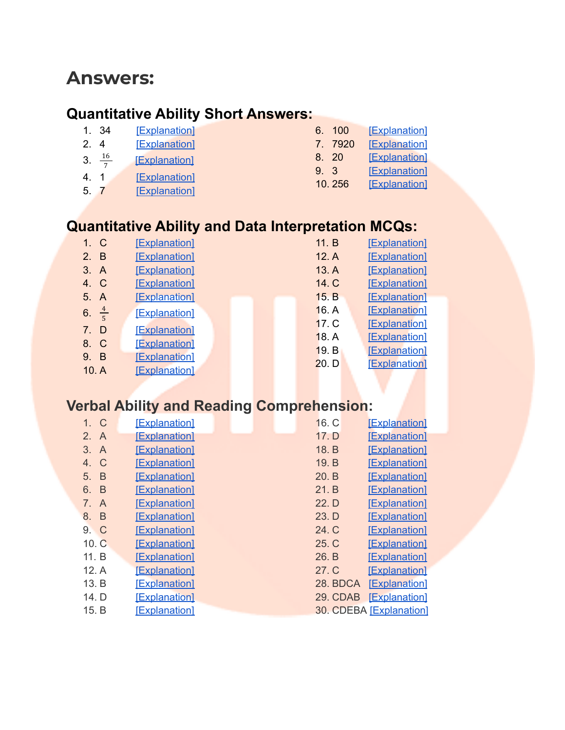# Answers:

## Quantitative Ability Short Answers:

1. 34 [Explanation]
2. 4 [Explanation]
3. $\frac{16}{7}$ [Explanation]
4. 1 [Explanation]
5. 7 [Explanation]
6. 100 [Explanation]
7. 7920 [Explanation]
8. 20 [Explanation]
9. 3 [Explanation]
10. 256 [Explanation]

## Quantitative Ability and Data Interpretation MCQs:

1. C [Explanation]
2. B [Explanation]
3. A [Explanation]
4. C [Explanation]
5. A [Explanation]
6. $\frac{4}{5}$ [Explanation]
7. D [Explanation]
8. C [Explanation]
9. B [Explanation]
10. A [Explanation]
11. B [Explanation]
12. A [Explanation]
13. A [Explanation]
14. C [Explanation]
15. B [Explanation]
16. A [Explanation]
17. C [Explanation]
18. A [Explanation]
19. B [Explanation]
20. D [Explanation]

## Verbal Ability and Reading Comprehension:

1. C [Explanation]
2. A [Explanation]
3. A [Explanation]
4. C [Explanation]
5. B [Explanation]
6. B [Explanation]
7. A [Explanation]
8. B [Explanation]
9. C [Explanation]
10. C [Explanation]
11. B [Explanation]
12. A [Explanation]
13. B [Explanation]
14. D [Explanation]
15. B [Explanation]
16. C [Explanation]
17. D [Explanation]
18. B [Explanation]
19. B [Explanation]
20. B [Explanation]
21. B [Explanation]
22. D [Explanation]
23. D [Explanation]
24. C [Explanation]
25. C [Explanation]
26. B [Explanation]
27. C [Explanation]
28. BDCA [Explanation]
29. CDAB [Explanation]
30. CDEBA [Explanation]